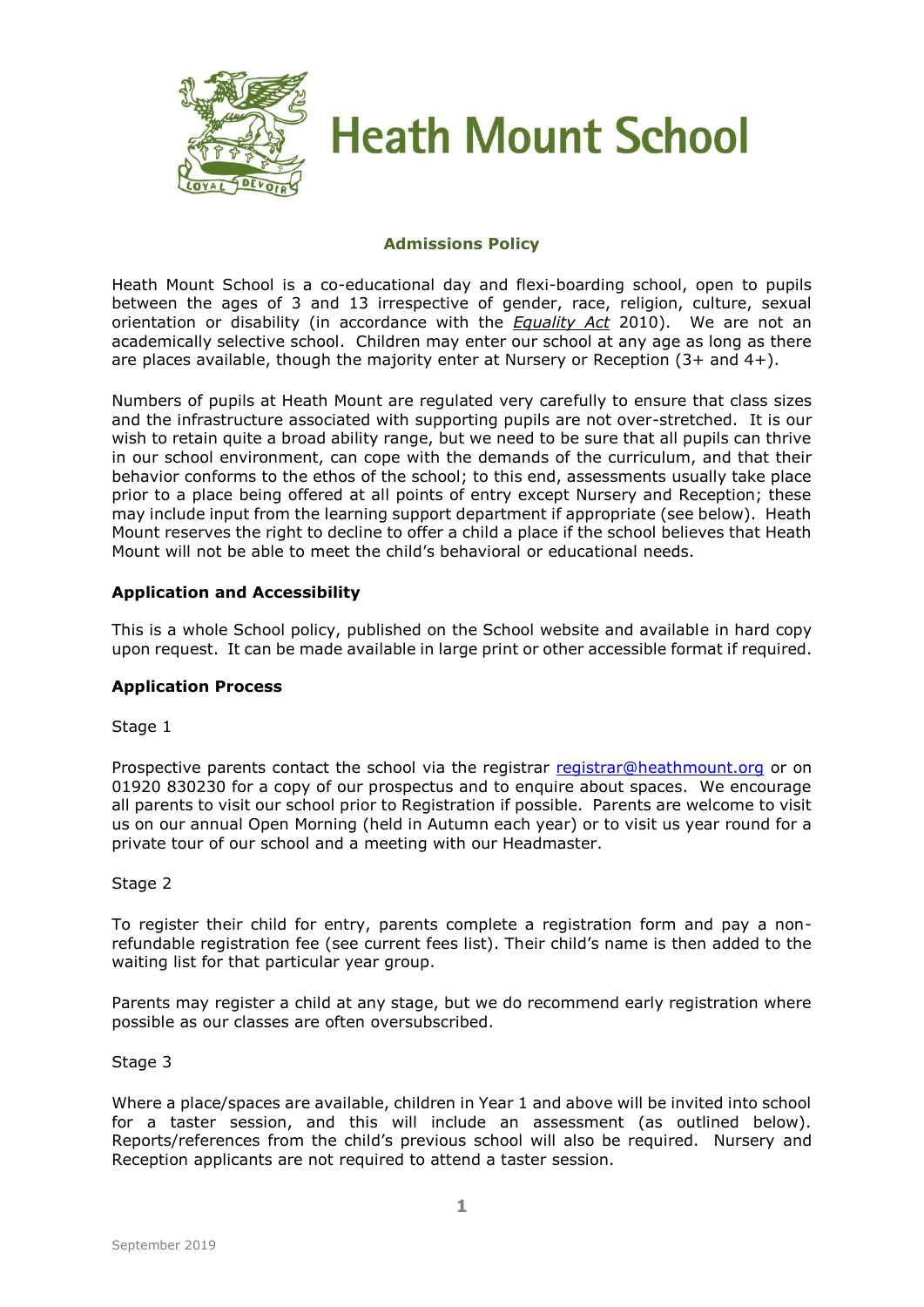# Heath Mount School

## Admissions Policy

Heath Mount School is a co-educational day and flexi-boarding school, open to pupils between the ages of 3 and 13 irrespective of gender, race, religion, culture, sexual orientation or disability (in accordance with the *Equality Act* 2010). We are not an academically selective school. Children may enter our school at any age as long as there are places available, though the majority enter at Nursery or Reception (3+ and 4+).

Numbers of pupils at Heath Mount are regulated very carefully to ensure that class sizes and the infrastructure associated with supporting pupils are not over-stretched. It is our wish to retain quite a broad ability range, but we need to be sure that all pupils can thrive in our school environment, can cope with the demands of the curriculum, and that their behavior conforms to the ethos of the school; to this end, assessments usually take place prior to a place being offered at all points of entry except Nursery and Reception; these may include input from the learning support department if appropriate (see below). Heath Mount reserves the right to decline to offer a child a place if the school believes that Heath Mount will not be able to meet the child's behavioral or educational needs.

### Application and Accessibility

This is a whole School policy, published on the School website and available in hard copy upon request. It can be made available in large print or other accessible format if required.

### Application Process

Stage 1

Prospective parents contact the school via the registrar registrar@heathmount.org or on 01920 830230 for a copy of our prospectus and to enquire about spaces. We encourage all parents to visit our school prior to Registration if possible. Parents are welcome to visit us on our annual Open Morning (held in Autumn each year) or to visit us year round for a private tour of our school and a meeting with our Headmaster.

Stage 2

To register their child for entry, parents complete a registration form and pay a non-refundable registration fee (see current fees list). Their child's name is then added to the waiting list for that particular year group.

Parents may register a child at any stage, but we do recommend early registration where possible as our classes are often oversubscribed.

Stage 3

Where a place/spaces are available, children in Year 1 and above will be invited into school for a taster session, and this will include an assessment (as outlined below). Reports/references from the child's previous school will also be required. Nursery and Reception applicants are not required to attend a taster session.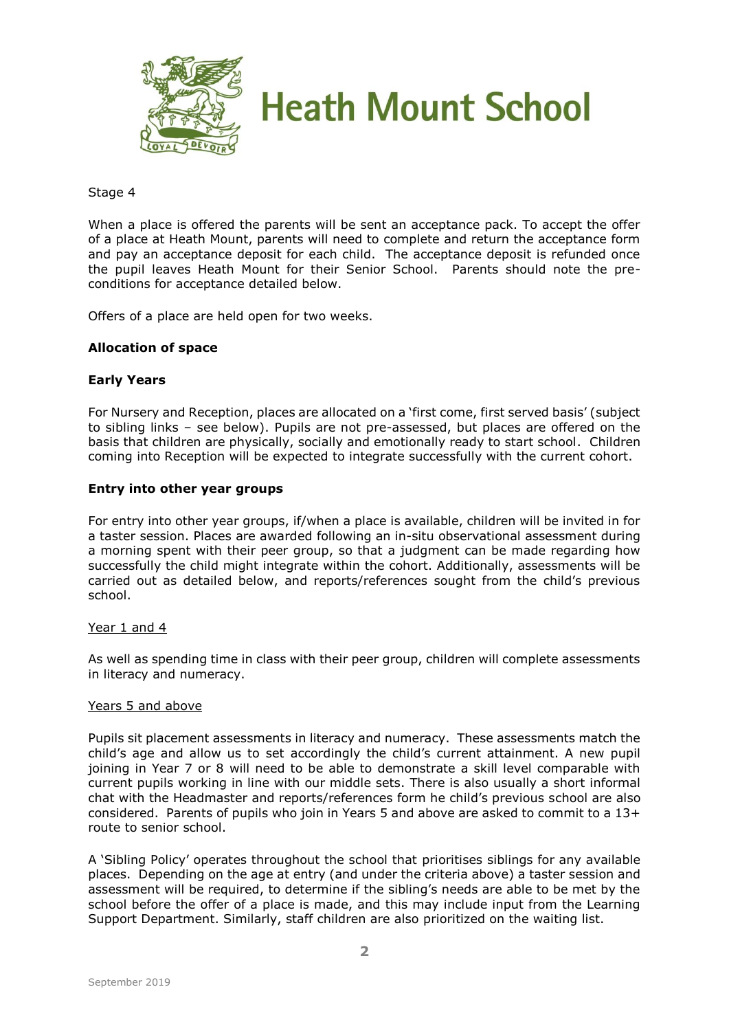Stage 4

When a place is offered the parents will be sent an acceptance pack. To accept the offer of a place at Heath Mount, parents will need to complete and return the acceptance form and pay an acceptance deposit for each child. The acceptance deposit is refunded once the pupil leaves Heath Mount for their Senior School. Parents should note the pre-conditions for acceptance detailed below.

Offers of a place are held open for two weeks.

**Allocation of space**

**Early Years**

For Nursery and Reception, places are allocated on a 'first come, first served basis' (subject to sibling links – see below). Pupils are not pre-assessed, but places are offered on the basis that children are physically, socially and emotionally ready to start school. Children coming into Reception will be expected to integrate successfully with the current cohort.

**Entry into other year groups**

For entry into other year groups, if/when a place is available, children will be invited in for a taster session. Places are awarded following an in-situ observational assessment during a morning spent with their peer group, so that a judgment can be made regarding how successfully the child might integrate within the cohort. Additionally, assessments will be carried out as detailed below, and reports/references sought from the child's previous school.

Year 1 and 4

As well as spending time in class with their peer group, children will complete assessments in literacy and numeracy.

Years 5 and above

Pupils sit placement assessments in literacy and numeracy. These assessments match the child's age and allow us to set accordingly the child's current attainment. A new pupil joining in Year 7 or 8 will need to be able to demonstrate a skill level comparable with current pupils working in line with our middle sets. There is also usually a short informal chat with the Headmaster and reports/references form he child's previous school are also considered. Parents of pupils who join in Years 5 and above are asked to commit to a 13+ route to senior school.

A 'Sibling Policy' operates throughout the school that prioritises siblings for any available places. Depending on the age at entry (and under the criteria above) a taster session and assessment will be required, to determine if the sibling's needs are able to be met by the school before the offer of a place is made, and this may include input from the Learning Support Department. Similarly, staff children are also prioritized on the waiting list.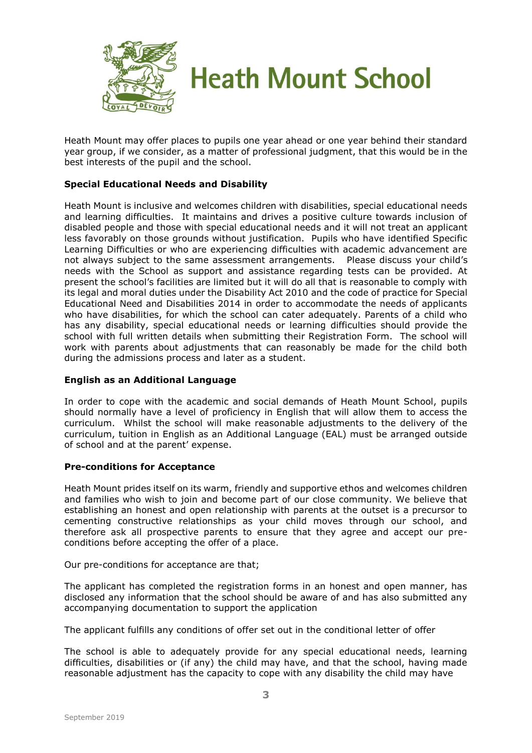Heath Mount may offer places to pupils one year ahead or one year behind their standard year group, if we consider, as a matter of professional judgment, that this would be in the best interests of the pupil and the school.

**Special Educational Needs and Disability**

Heath Mount is inclusive and welcomes children with disabilities, special educational needs and learning difficulties. It maintains and drives a positive culture towards inclusion of disabled people and those with special educational needs and it will not treat an applicant less favorably on those grounds without justification. Pupils who have identified Specific Learning Difficulties or who are experiencing difficulties with academic advancement are not always subject to the same assessment arrangements. Please discuss your child's needs with the School as support and assistance regarding tests can be provided. At present the school's facilities are limited but it will do all that is reasonable to comply with its legal and moral duties under the Disability Act 2010 and the code of practice for Special Educational Need and Disabilities 2014 in order to accommodate the needs of applicants who have disabilities, for which the school can cater adequately. Parents of a child who has any disability, special educational needs or learning difficulties should provide the school with full written details when submitting their Registration Form. The school will work with parents about adjustments that can reasonably be made for the child both during the admissions process and later as a student.

**English as an Additional Language**

In order to cope with the academic and social demands of Heath Mount School, pupils should normally have a level of proficiency in English that will allow them to access the curriculum. Whilst the school will make reasonable adjustments to the delivery of the curriculum, tuition in English as an Additional Language (EAL) must be arranged outside of school and at the parent' expense.

**Pre-conditions for Acceptance**

Heath Mount prides itself on its warm, friendly and supportive ethos and welcomes children and families who wish to join and become part of our close community. We believe that establishing an honest and open relationship with parents at the outset is a precursor to cementing constructive relationships as your child moves through our school, and therefore ask all prospective parents to ensure that they agree and accept our pre-conditions before accepting the offer of a place.

Our pre-conditions for acceptance are that;

The applicant has completed the registration forms in an honest and open manner, has disclosed any information that the school should be aware of and has also submitted any accompanying documentation to support the application

The applicant fulfills any conditions of offer set out in the conditional letter of offer

The school is able to adequately provide for any special educational needs, learning difficulties, disabilities or (if any) the child may have, and that the school, having made reasonable adjustment has the capacity to cope with any disability the child may have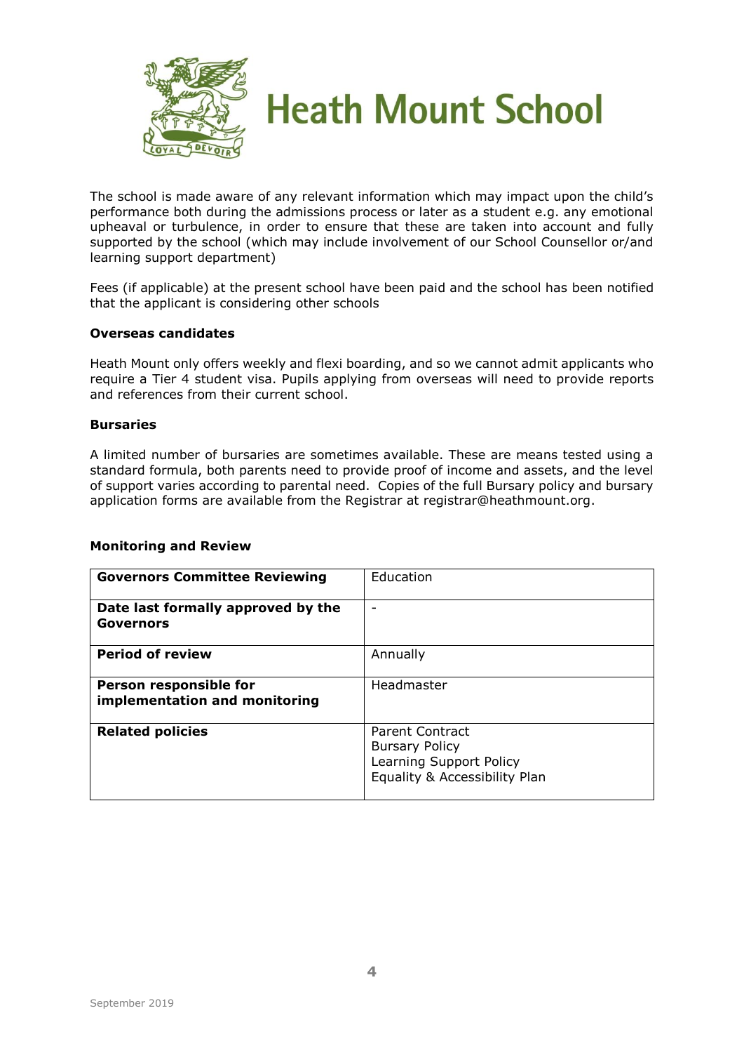The school is made aware of any relevant information which may impact upon the child's performance both during the admissions process or later as a student e.g. any emotional upheaval or turbulence, in order to ensure that these are taken into account and fully supported by the school (which may include involvement of our School Counsellor or/and learning support department)

Fees (if applicable) at the present school have been paid and the school has been notified that the applicant is considering other schools

**Overseas candidates**

Heath Mount only offers weekly and flexi boarding, and so we cannot admit applicants who require a Tier 4 student visa. Pupils applying from overseas will need to provide reports and references from their current school.

**Bursaries**

A limited number of bursaries are sometimes available. These are means tested using a standard formula, both parents need to provide proof of income and assets, and the level of support varies according to parental need. Copies of the full Bursary policy and bursary application forms are available from the Registrar at registrar@heathmount.org.

**Monitoring and Review**

| | |
|---|---|
| **Governors Committee Reviewing** | Education |
| **Date last formally approved by the Governors** | - |
| **Period of review** | Annually |
| **Person responsible for implementation and monitoring** | Headmaster |
| **Related policies** | Parent Contract<br>Bursary Policy<br>Learning Support Policy<br>Equality & Accessibility Plan |